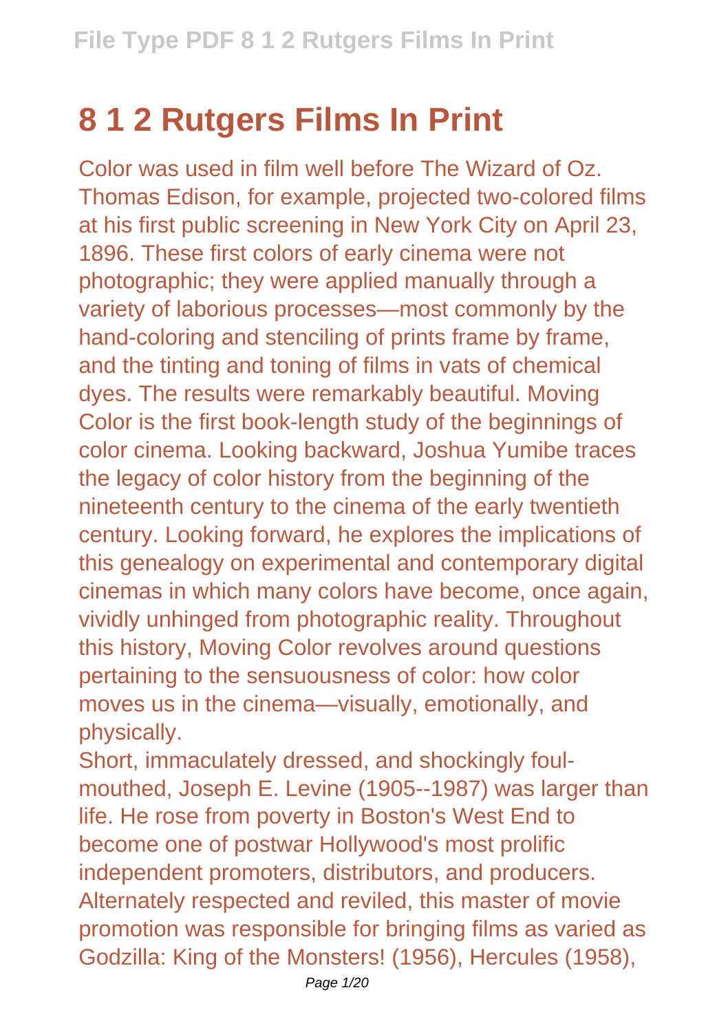# 8 1 2 Rutgers Films In Print

Color was used in film well before The Wizard of Oz. Thomas Edison, for example, projected two-colored films at his first public screening in New York City on April 23, 1896. These first colors of early cinema were not photographic; they were applied manually through a variety of laborious processes—most commonly by the hand-coloring and stenciling of prints frame by frame, and the tinting and toning of films in vats of chemical dyes. The results were remarkably beautiful. Moving Color is the first book-length study of the beginnings of color cinema. Looking backward, Joshua Yumibe traces the legacy of color history from the beginning of the nineteenth century to the cinema of the early twentieth century. Looking forward, he explores the implications of this genealogy on experimental and contemporary digital cinemas in which many colors have become, once again, vividly unhinged from photographic reality. Throughout this history, Moving Color revolves around questions pertaining to the sensuousness of color: how color moves us in the cinema—visually, emotionally, and physically.

Short, immaculately dressed, and shockingly foul-mouthed, Joseph E. Levine (1905--1987) was larger than life. He rose from poverty in Boston's West End to become one of postwar Hollywood's most prolific independent promoters, distributors, and producers. Alternately respected and reviled, this master of movie promotion was responsible for bringing films as varied as Godzilla: King of the Monsters! (1956), Hercules (1958),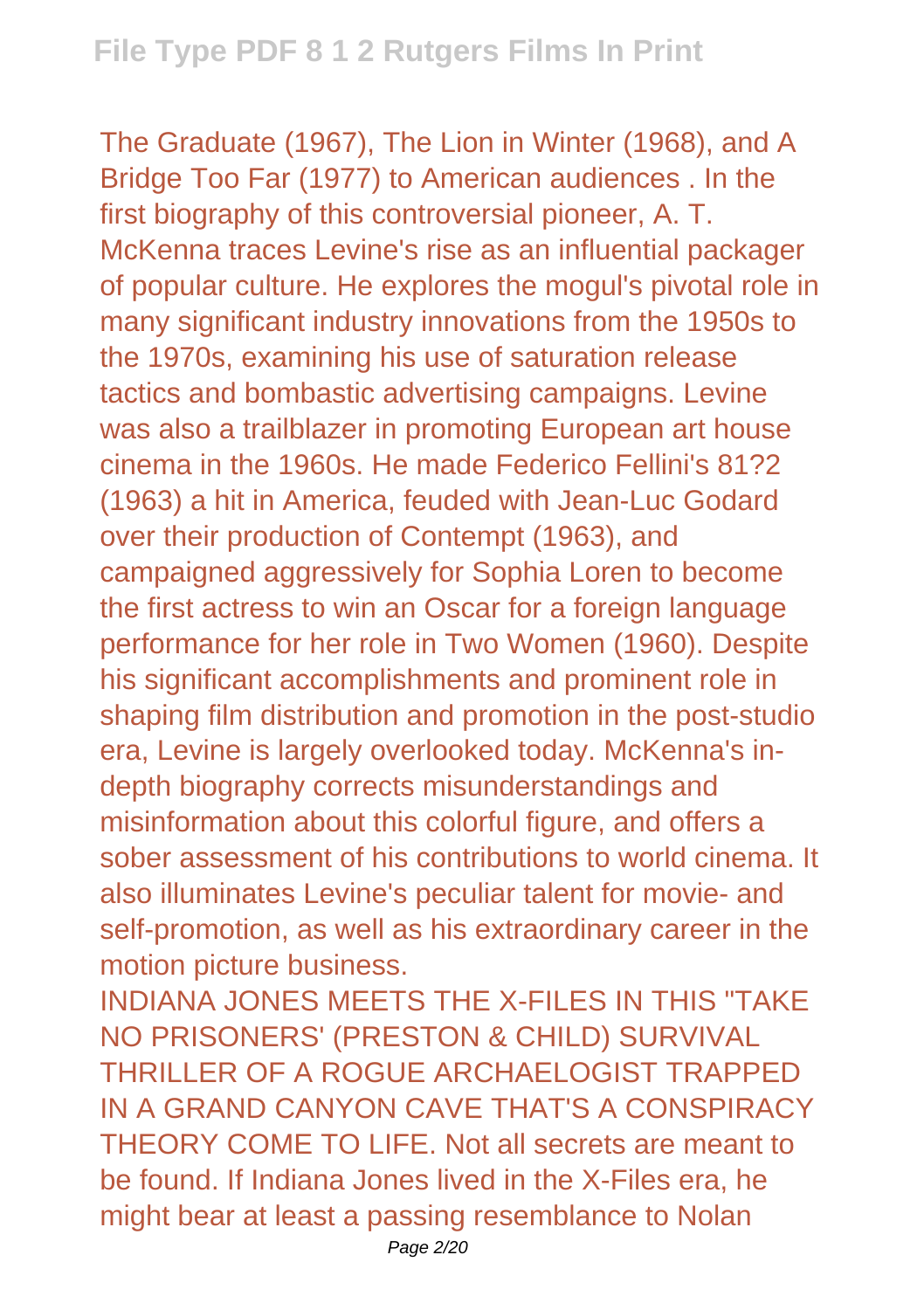The Graduate (1967), The Lion in Winter (1968), and A Bridge Too Far (1977) to American audiences . In the first biography of this controversial pioneer, A. T. McKenna traces Levine's rise as an influential packager of popular culture. He explores the mogul's pivotal role in many significant industry innovations from the 1950s to the 1970s, examining his use of saturation release tactics and bombastic advertising campaigns. Levine was also a trailblazer in promoting European art house cinema in the 1960s. He made Federico Fellini's 81?2 (1963) a hit in America, feuded with Jean-Luc Godard over their production of Contempt (1963), and campaigned aggressively for Sophia Loren to become the first actress to win an Oscar for a foreign language performance for her role in Two Women (1960). Despite his significant accomplishments and prominent role in shaping film distribution and promotion in the post-studio era, Levine is largely overlooked today. McKenna's in-depth biography corrects misunderstandings and misinformation about this colorful figure, and offers a sober assessment of his contributions to world cinema. It also illuminates Levine's peculiar talent for movie- and self-promotion, as well as his extraordinary career in the motion picture business.

INDIANA JONES MEETS THE X-FILES IN THIS "TAKE NO PRISONERS' (PRESTON & CHILD) SURVIVAL THRILLER OF A ROGUE ARCHAELOGIST TRAPPED IN A GRAND CANYON CAVE THAT'S A CONSPIRACY THEORY COME TO LIFE. Not all secrets are meant to be found. If Indiana Jones lived in the X-Files era, he might bear at least a passing resemblance to Nolan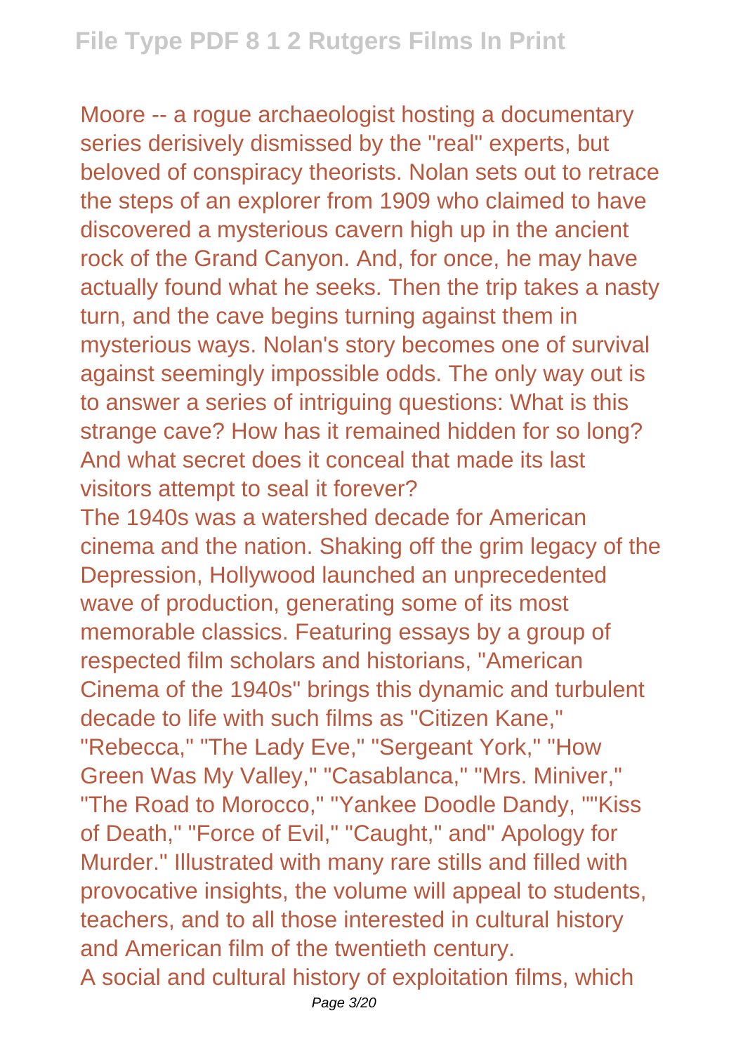Moore -- a rogue archaeologist hosting a documentary series derisively dismissed by the "real" experts, but beloved of conspiracy theorists. Nolan sets out to retrace the steps of an explorer from 1909 who claimed to have discovered a mysterious cavern high up in the ancient rock of the Grand Canyon. And, for once, he may have actually found what he seeks. Then the trip takes a nasty turn, and the cave begins turning against them in mysterious ways. Nolan's story becomes one of survival against seemingly impossible odds. The only way out is to answer a series of intriguing questions: What is this strange cave? How has it remained hidden for so long? And what secret does it conceal that made its last visitors attempt to seal it forever?

The 1940s was a watershed decade for American cinema and the nation. Shaking off the grim legacy of the Depression, Hollywood launched an unprecedented wave of production, generating some of its most memorable classics. Featuring essays by a group of respected film scholars and historians, "American Cinema of the 1940s" brings this dynamic and turbulent decade to life with such films as "Citizen Kane," "Rebecca," "The Lady Eve," "Sergeant York," "How Green Was My Valley," "Casablanca," "Mrs. Miniver," "The Road to Morocco," "Yankee Doodle Dandy, ""Kiss of Death," "Force of Evil," "Caught," and" Apology for Murder." Illustrated with many rare stills and filled with provocative insights, the volume will appeal to students, teachers, and to all those interested in cultural history and American film of the twentieth century.

A social and cultural history of exploitation films, which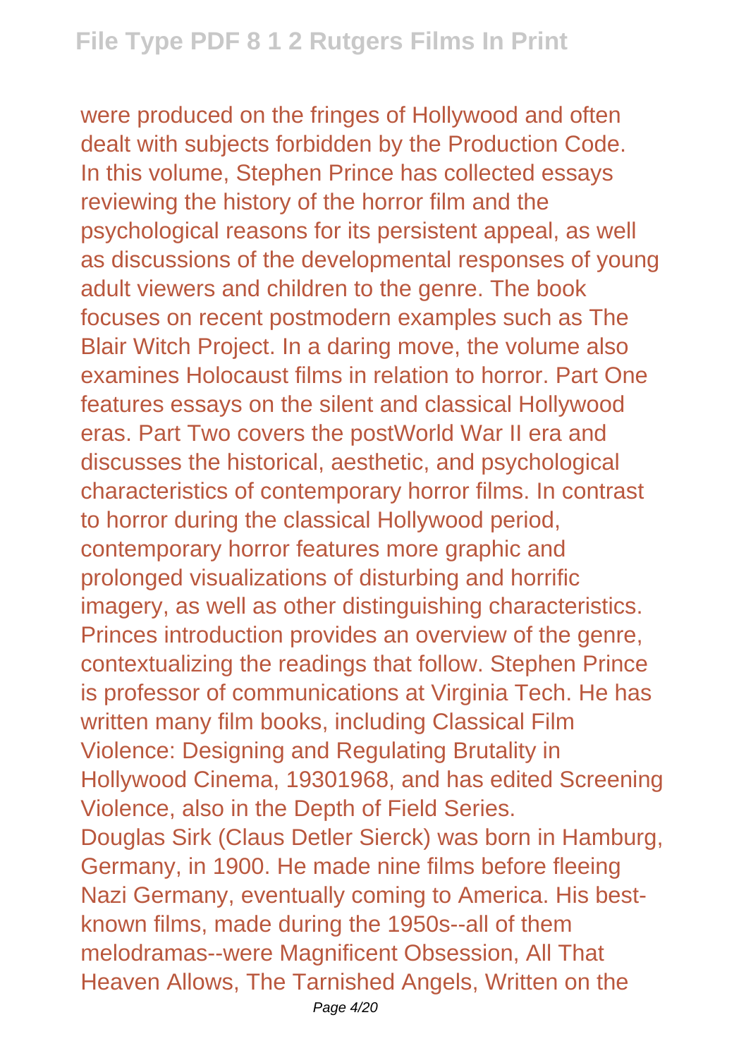were produced on the fringes of Hollywood and often dealt with subjects forbidden by the Production Code. In this volume, Stephen Prince has collected essays reviewing the history of the horror film and the psychological reasons for its persistent appeal, as well as discussions of the developmental responses of young adult viewers and children to the genre. The book focuses on recent postmodern examples such as The Blair Witch Project. In a daring move, the volume also examines Holocaust films in relation to horror. Part One features essays on the silent and classical Hollywood eras. Part Two covers the postWorld War II era and discusses the historical, aesthetic, and psychological characteristics of contemporary horror films. In contrast to horror during the classical Hollywood period, contemporary horror features more graphic and prolonged visualizations of disturbing and horrific imagery, as well as other distinguishing characteristics. Princes introduction provides an overview of the genre, contextualizing the readings that follow. Stephen Prince is professor of communications at Virginia Tech. He has written many film books, including Classical Film Violence: Designing and Regulating Brutality in Hollywood Cinema, 19301968, and has edited Screening Violence, also in the Depth of Field Series.

Douglas Sirk (Claus Detler Sierck) was born in Hamburg, Germany, in 1900. He made nine films before fleeing Nazi Germany, eventually coming to America. His best-known films, made during the 1950s--all of them melodramas--were Magnificent Obsession, All That Heaven Allows, The Tarnished Angels, Written on the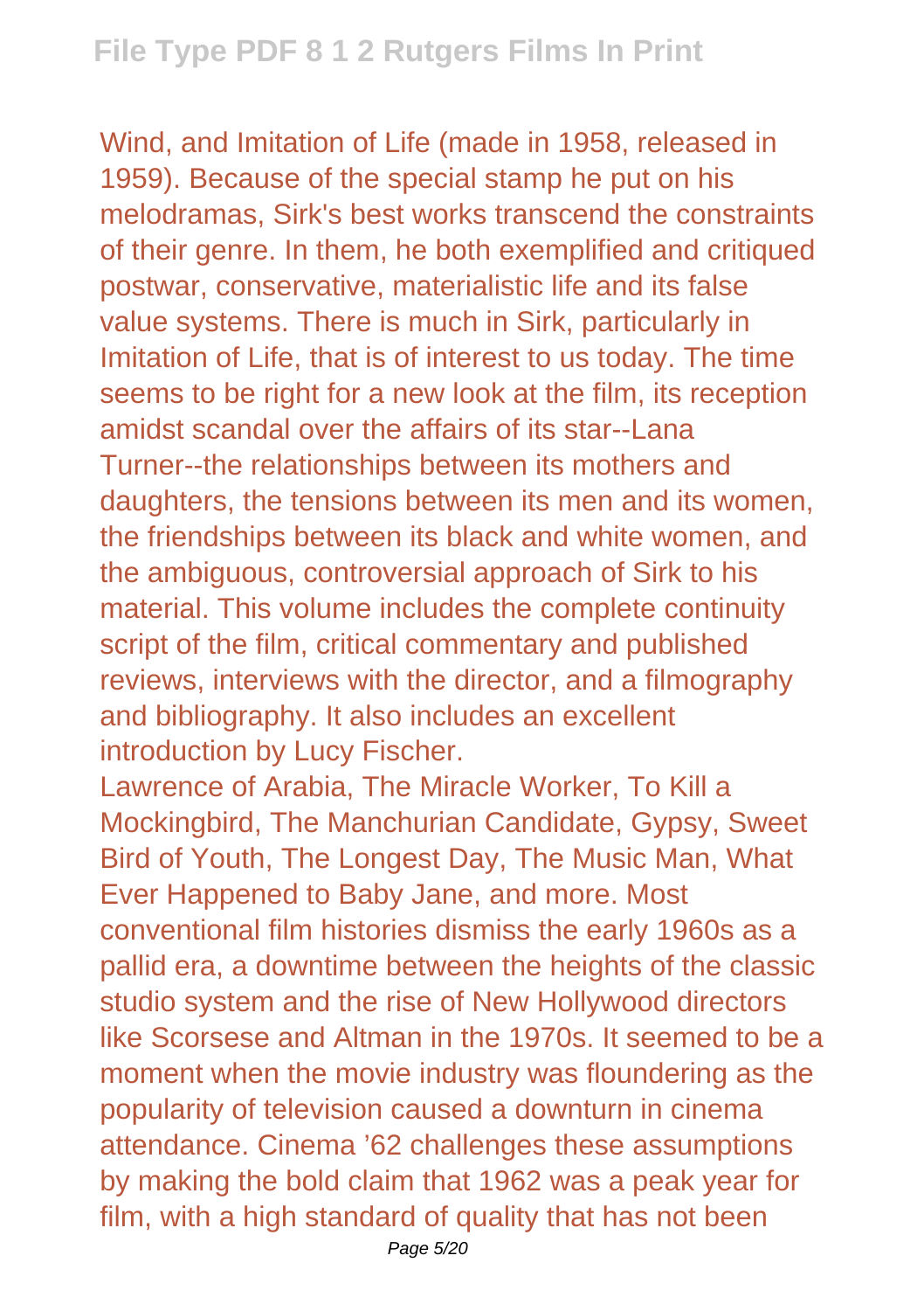Wind, and Imitation of Life (made in 1958, released in 1959). Because of the special stamp he put on his melodramas, Sirk's best works transcend the constraints of their genre. In them, he both exemplified and critiqued postwar, conservative, materialistic life and its false value systems. There is much in Sirk, particularly in Imitation of Life, that is of interest to us today. The time seems to be right for a new look at the film, its reception amidst scandal over the affairs of its star--Lana Turner--the relationships between its mothers and daughters, the tensions between its men and its women, the friendships between its black and white women, and the ambiguous, controversial approach of Sirk to his material. This volume includes the complete continuity script of the film, critical commentary and published reviews, interviews with the director, and a filmography and bibliography. It also includes an excellent introduction by Lucy Fischer.

Lawrence of Arabia, The Miracle Worker, To Kill a Mockingbird, The Manchurian Candidate, Gypsy, Sweet Bird of Youth, The Longest Day, The Music Man, What Ever Happened to Baby Jane, and more. Most conventional film histories dismiss the early 1960s as a pallid era, a downtime between the heights of the classic studio system and the rise of New Hollywood directors like Scorsese and Altman in the 1970s. It seemed to be a moment when the movie industry was floundering as the popularity of television caused a downturn in cinema attendance. Cinema '62 challenges these assumptions by making the bold claim that 1962 was a peak year for film, with a high standard of quality that has not been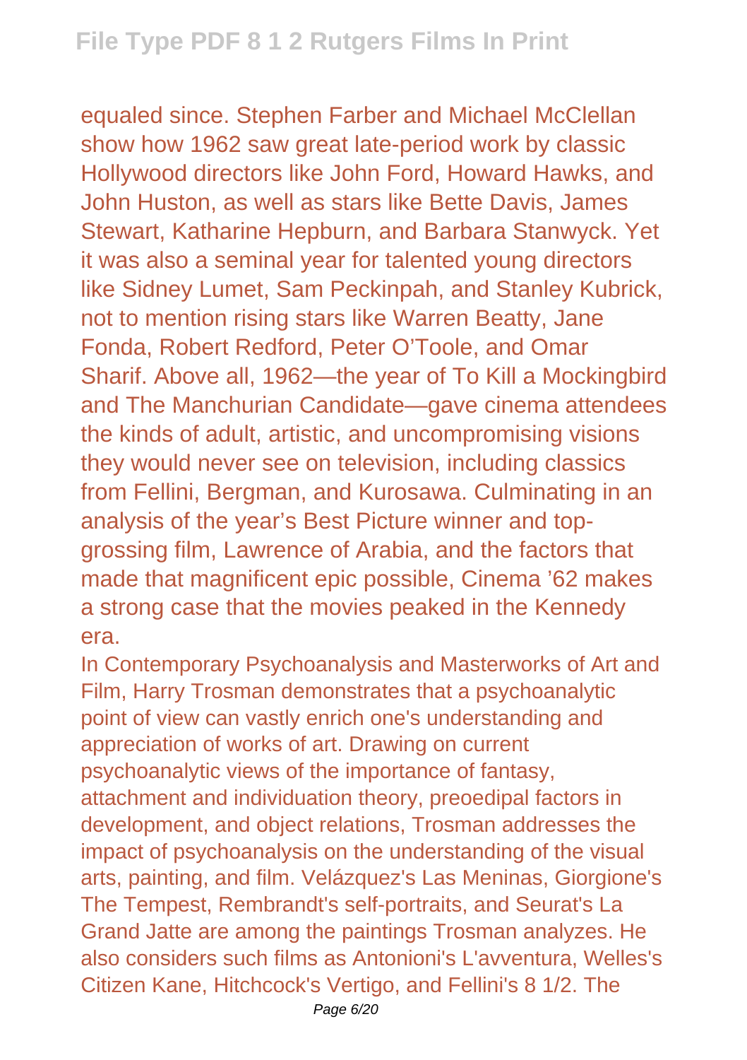equaled since. Stephen Farber and Michael McClellan show how 1962 saw great late-period work by classic Hollywood directors like John Ford, Howard Hawks, and John Huston, as well as stars like Bette Davis, James Stewart, Katharine Hepburn, and Barbara Stanwyck. Yet it was also a seminal year for talented young directors like Sidney Lumet, Sam Peckinpah, and Stanley Kubrick, not to mention rising stars like Warren Beatty, Jane Fonda, Robert Redford, Peter O'Toole, and Omar Sharif. Above all, 1962—the year of To Kill a Mockingbird and The Manchurian Candidate—gave cinema attendees the kinds of adult, artistic, and uncompromising visions they would never see on television, including classics from Fellini, Bergman, and Kurosawa. Culminating in an analysis of the year's Best Picture winner and top-grossing film, Lawrence of Arabia, and the factors that made that magnificent epic possible, Cinema '62 makes a strong case that the movies peaked in the Kennedy era.

In Contemporary Psychoanalysis and Masterworks of Art and Film, Harry Trosman demonstrates that a psychoanalytic point of view can vastly enrich one's understanding and appreciation of works of art. Drawing on current psychoanalytic views of the importance of fantasy, attachment and individuation theory, preoedipal factors in development, and object relations, Trosman addresses the impact of psychoanalysis on the understanding of the visual arts, painting, and film. Velázquez's Las Meninas, Giorgione's The Tempest, Rembrandt's self-portraits, and Seurat's La Grand Jatte are among the paintings Trosman analyzes. He also considers such films as Antonioni's L'avventura, Welles's Citizen Kane, Hitchcock's Vertigo, and Fellini's 8 1/2. The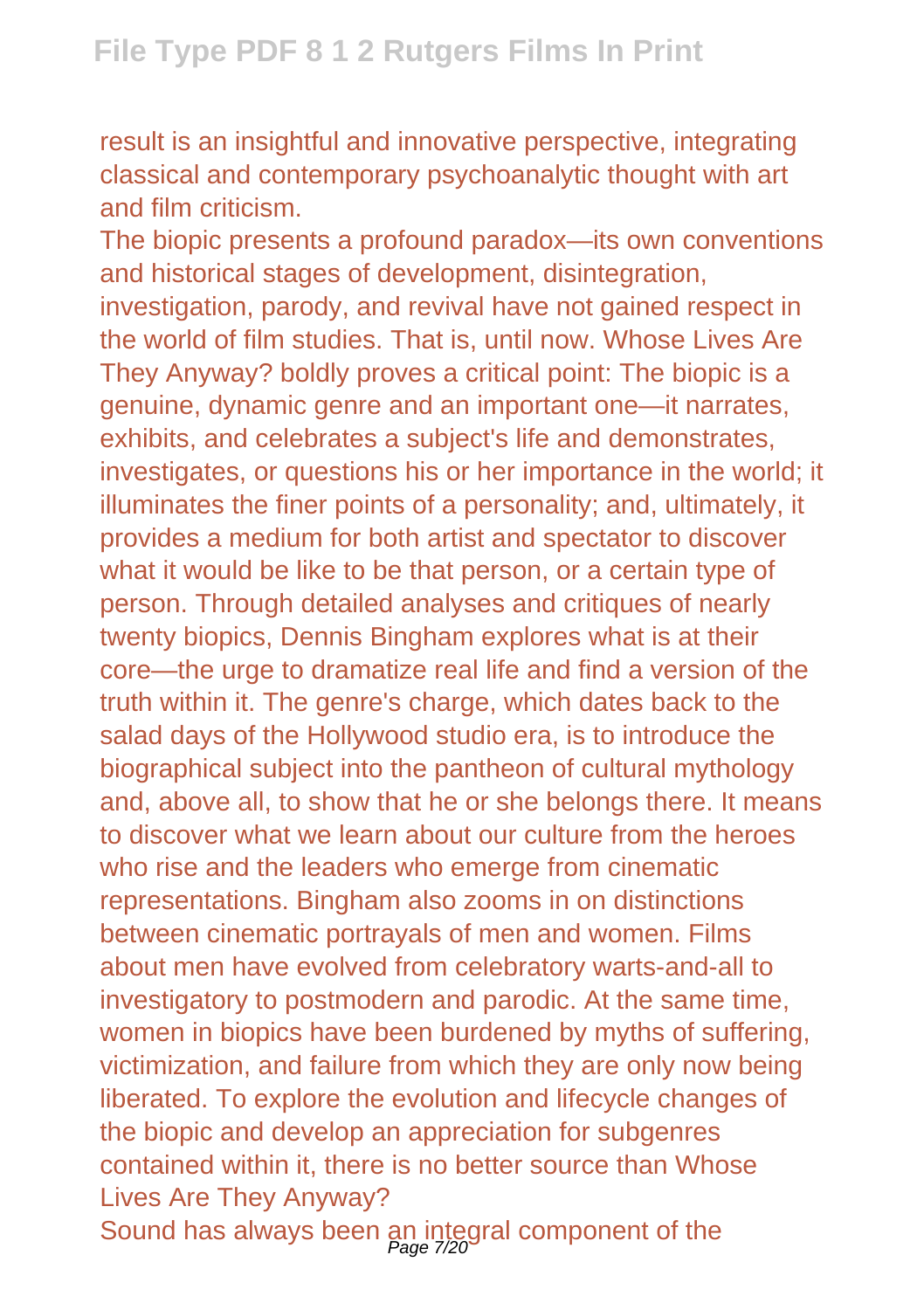result is an insightful and innovative perspective, integrating classical and contemporary psychoanalytic thought with art and film criticism.

The biopic presents a profound paradox—its own conventions and historical stages of development, disintegration, investigation, parody, and revival have not gained respect in the world of film studies. That is, until now. Whose Lives Are They Anyway? boldly proves a critical point: The biopic is a genuine, dynamic genre and an important one—it narrates, exhibits, and celebrates a subject's life and demonstrates, investigates, or questions his or her importance in the world; it illuminates the finer points of a personality; and, ultimately, it provides a medium for both artist and spectator to discover what it would be like to be that person, or a certain type of person. Through detailed analyses and critiques of nearly twenty biopics, Dennis Bingham explores what is at their core—the urge to dramatize real life and find a version of the truth within it. The genre's charge, which dates back to the salad days of the Hollywood studio era, is to introduce the biographical subject into the pantheon of cultural mythology and, above all, to show that he or she belongs there. It means to discover what we learn about our culture from the heroes who rise and the leaders who emerge from cinematic representations. Bingham also zooms in on distinctions between cinematic portrayals of men and women. Films about men have evolved from celebratory warts-and-all to investigatory to postmodern and parodic. At the same time, women in biopics have been burdened by myths of suffering, victimization, and failure from which they are only now being liberated. To explore the evolution and lifecycle changes of the biopic and develop an appreciation for subgenres contained within it, there is no better source than Whose Lives Are They Anyway?

Sound has always been an integral component of the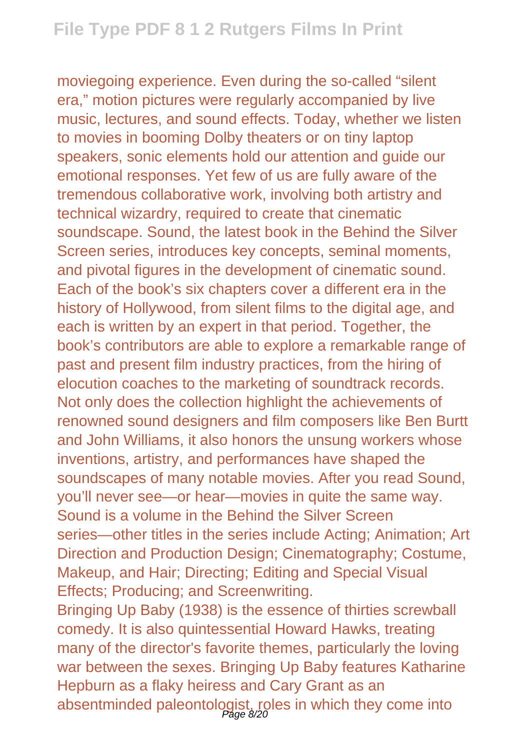moviegoing experience. Even during the so-called "silent era," motion pictures were regularly accompanied by live music, lectures, and sound effects. Today, whether we listen to movies in booming Dolby theaters or on tiny laptop speakers, sonic elements hold our attention and guide our emotional responses. Yet few of us are fully aware of the tremendous collaborative work, involving both artistry and technical wizardry, required to create that cinematic soundscape. Sound, the latest book in the Behind the Silver Screen series, introduces key concepts, seminal moments, and pivotal figures in the development of cinematic sound. Each of the book's six chapters cover a different era in the history of Hollywood, from silent films to the digital age, and each is written by an expert in that period. Together, the book's contributors are able to explore a remarkable range of past and present film industry practices, from the hiring of elocution coaches to the marketing of soundtrack records. Not only does the collection highlight the achievements of renowned sound designers and film composers like Ben Burtt and John Williams, it also honors the unsung workers whose inventions, artistry, and performances have shaped the soundscapes of many notable movies. After you read Sound, you'll never see—or hear—movies in quite the same way. Sound is a volume in the Behind the Silver Screen series—other titles in the series include Acting; Animation; Art Direction and Production Design; Cinematography; Costume, Makeup, and Hair; Directing; Editing and Special Visual Effects; Producing; and Screenwriting.

Bringing Up Baby (1938) is the essence of thirties screwball comedy. It is also quintessential Howard Hawks, treating many of the director's favorite themes, particularly the loving war between the sexes. Bringing Up Baby features Katharine Hepburn as a flaky heiress and Cary Grant as an absentminded paleontologist, roles in which they come into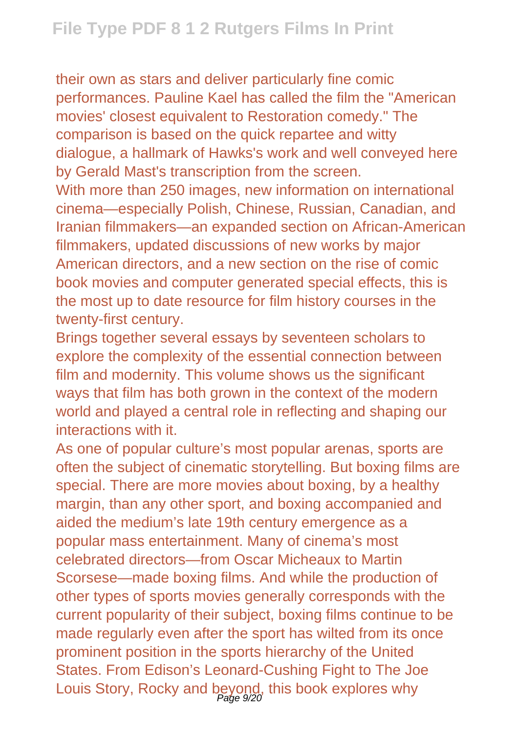their own as stars and deliver particularly fine comic performances. Pauline Kael has called the film the "American movies' closest equivalent to Restoration comedy." The comparison is based on the quick repartee and witty dialogue, a hallmark of Hawks's work and well conveyed here by Gerald Mast's transcription from the screen.

With more than 250 images, new information on international cinema—especially Polish, Chinese, Russian, Canadian, and Iranian filmmakers—an expanded section on African-American filmmakers, updated discussions of new works by major American directors, and a new section on the rise of comic book movies and computer generated special effects, this is the most up to date resource for film history courses in the twenty-first century.

Brings together several essays by seventeen scholars to explore the complexity of the essential connection between film and modernity. This volume shows us the significant ways that film has both grown in the context of the modern world and played a central role in reflecting and shaping our interactions with it.

As one of popular culture's most popular arenas, sports are often the subject of cinematic storytelling. But boxing films are special. There are more movies about boxing, by a healthy margin, than any other sport, and boxing accompanied and aided the medium's late 19th century emergence as a popular mass entertainment. Many of cinema's most celebrated directors—from Oscar Micheaux to Martin Scorsese—made boxing films. And while the production of other types of sports movies generally corresponds with the current popularity of their subject, boxing films continue to be made regularly even after the sport has wilted from its once prominent position in the sports hierarchy of the United States. From Edison's Leonard-Cushing Fight to The Joe Louis Story, Rocky and beyond, this book explores why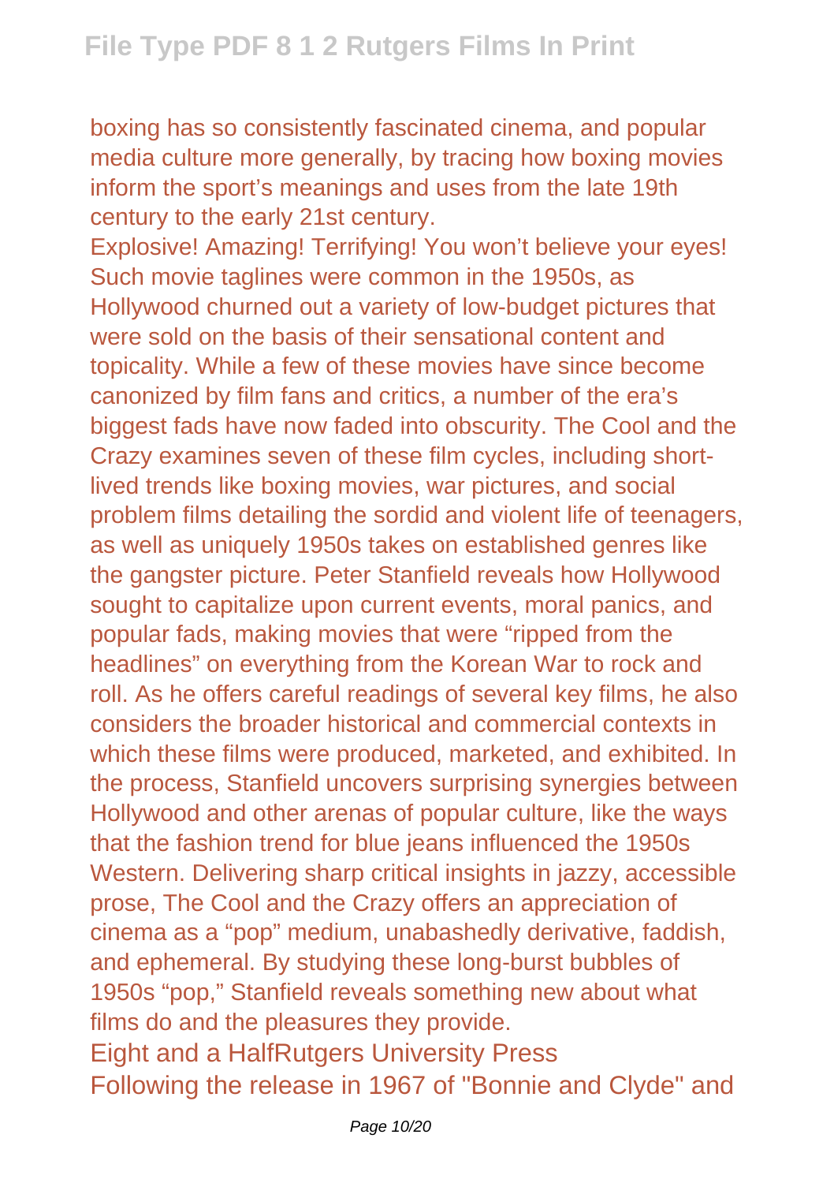boxing has so consistently fascinated cinema, and popular media culture more generally, by tracing how boxing movies inform the sport's meanings and uses from the late 19th century to the early 21st century.

Explosive! Amazing! Terrifying! You won't believe your eyes! Such movie taglines were common in the 1950s, as Hollywood churned out a variety of low-budget pictures that were sold on the basis of their sensational content and topicality. While a few of these movies have since become canonized by film fans and critics, a number of the era's biggest fads have now faded into obscurity. The Cool and the Crazy examines seven of these film cycles, including short-lived trends like boxing movies, war pictures, and social problem films detailing the sordid and violent life of teenagers, as well as uniquely 1950s takes on established genres like the gangster picture. Peter Stanfield reveals how Hollywood sought to capitalize upon current events, moral panics, and popular fads, making movies that were "ripped from the headlines" on everything from the Korean War to rock and roll. As he offers careful readings of several key films, he also considers the broader historical and commercial contexts in which these films were produced, marketed, and exhibited. In the process, Stanfield uncovers surprising synergies between Hollywood and other arenas of popular culture, like the ways that the fashion trend for blue jeans influenced the 1950s Western. Delivering sharp critical insights in jazzy, accessible prose, The Cool and the Crazy offers an appreciation of cinema as a "pop" medium, unabashedly derivative, faddish, and ephemeral. By studying these long-burst bubbles of 1950s "pop," Stanfield reveals something new about what films do and the pleasures they provide.

Eight and a HalfRutgers University Press

Following the release in 1967 of "Bonnie and Clyde" and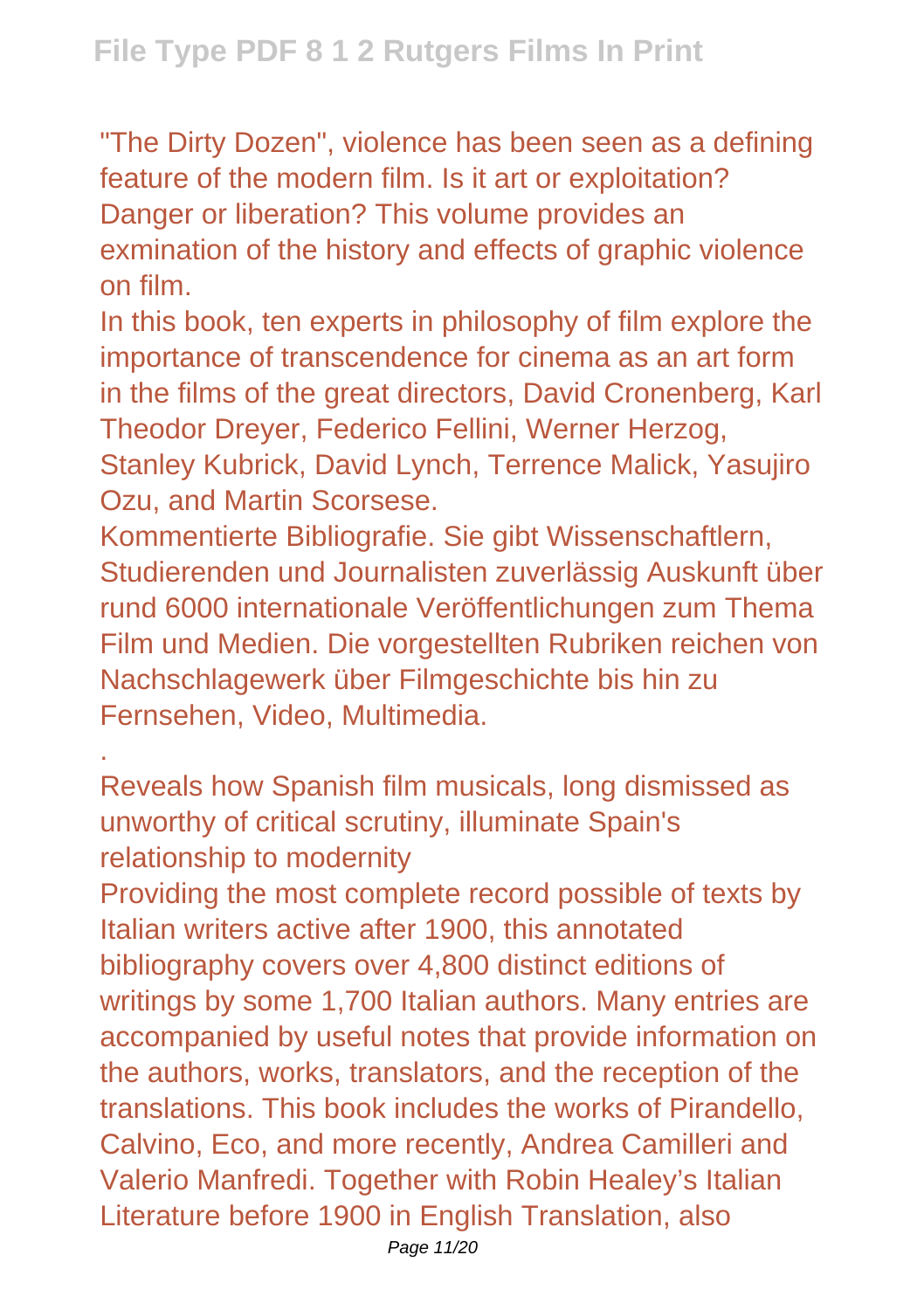"The Dirty Dozen", violence has been seen as a defining feature of the modern film. Is it art or exploitation? Danger or liberation? This volume provides an exmination of the history and effects of graphic violence on film.

In this book, ten experts in philosophy of film explore the importance of transcendence for cinema as an art form in the films of the great directors, David Cronenberg, Karl Theodor Dreyer, Federico Fellini, Werner Herzog, Stanley Kubrick, David Lynch, Terrence Malick, Yasujiro Ozu, and Martin Scorsese.

Kommentierte Bibliografie. Sie gibt Wissenschaftlern, Studierenden und Journalisten zuverlässig Auskunft über rund 6000 internationale Veröffentlichungen zum Thema Film und Medien. Die vorgestellten Rubriken reichen von Nachschlagewerk über Filmgeschichte bis hin zu Fernsehen, Video, Multimedia.

.

Reveals how Spanish film musicals, long dismissed as unworthy of critical scrutiny, illuminate Spain's relationship to modernity

Providing the most complete record possible of texts by Italian writers active after 1900, this annotated bibliography covers over 4,800 distinct editions of writings by some 1,700 Italian authors. Many entries are accompanied by useful notes that provide information on the authors, works, translators, and the reception of the translations. This book includes the works of Pirandello, Calvino, Eco, and more recently, Andrea Camilleri and Valerio Manfredi. Together with Robin Healey's Italian Literature before 1900 in English Translation, also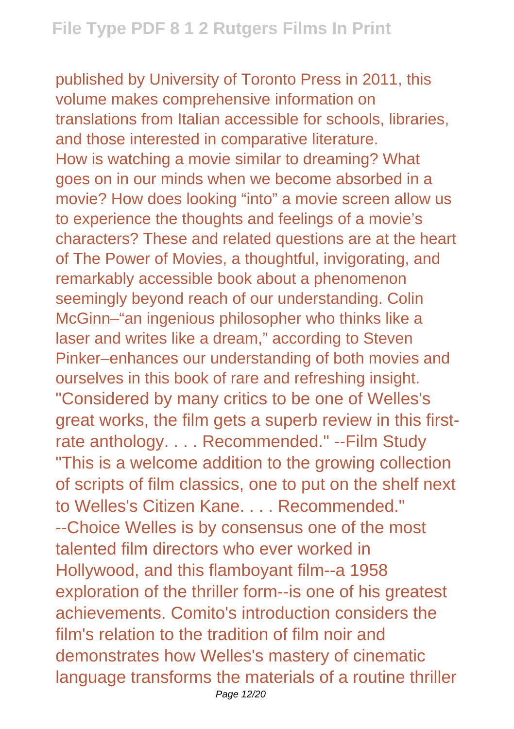published by University of Toronto Press in 2011, this volume makes comprehensive information on translations from Italian accessible for schools, libraries, and those interested in comparative literature.

How is watching a movie similar to dreaming? What goes on in our minds when we become absorbed in a movie? How does looking "into" a movie screen allow us to experience the thoughts and feelings of a movie's characters? These and related questions are at the heart of The Power of Movies, a thoughtful, invigorating, and remarkably accessible book about a phenomenon seemingly beyond reach of our understanding. Colin McGinn–"an ingenious philosopher who thinks like a laser and writes like a dream," according to Steven Pinker–enhances our understanding of both movies and ourselves in this book of rare and refreshing insight.

"Considered by many critics to be one of Welles's great works, the film gets a superb review in this first-rate anthology. . . . Recommended." --Film Study "This is a welcome addition to the growing collection of scripts of film classics, one to put on the shelf next to Welles's Citizen Kane. . . . Recommended." --Choice Welles is by consensus one of the most talented film directors who ever worked in Hollywood, and this flamboyant film--a 1958 exploration of the thriller form--is one of his greatest achievements. Comito's introduction considers the film's relation to the tradition of film noir and demonstrates how Welles's mastery of cinematic language transforms the materials of a routine thriller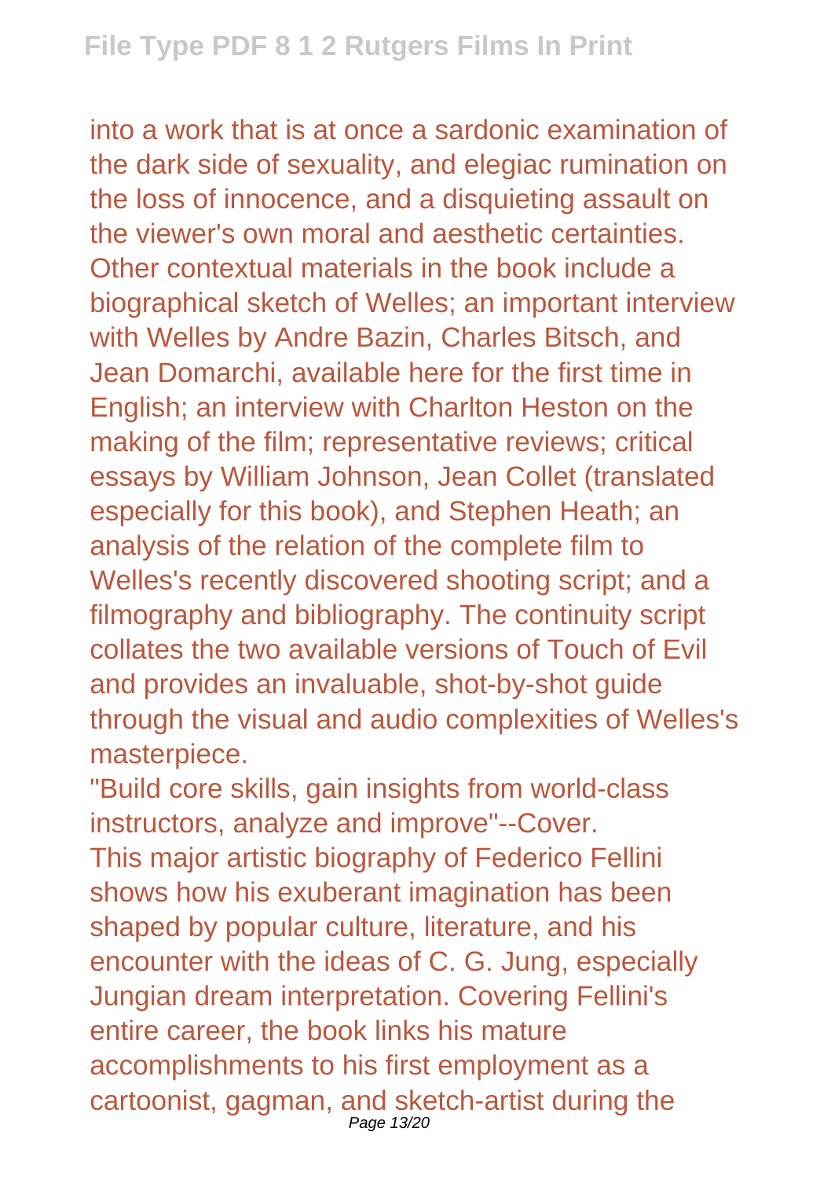into a work that is at once a sardonic examination of the dark side of sexuality, and elegiac rumination on the loss of innocence, and a disquieting assault on the viewer's own moral and aesthetic certainties. Other contextual materials in the book include a biographical sketch of Welles; an important interview with Welles by Andre Bazin, Charles Bitsch, and Jean Domarchi, available here for the first time in English; an interview with Charlton Heston on the making of the film; representative reviews; critical essays by William Johnson, Jean Collet (translated especially for this book), and Stephen Heath; an analysis of the relation of the complete film to Welles's recently discovered shooting script; and a filmography and bibliography. The continuity script collates the two available versions of Touch of Evil and provides an invaluable, shot-by-shot guide through the visual and audio complexities of Welles's masterpiece.

"Build core skills, gain insights from world-class instructors, analyze and improve"--Cover.

This major artistic biography of Federico Fellini shows how his exuberant imagination has been shaped by popular culture, literature, and his encounter with the ideas of C. G. Jung, especially Jungian dream interpretation. Covering Fellini's entire career, the book links his mature accomplishments to his first employment as a cartoonist, gagman, and sketch-artist during the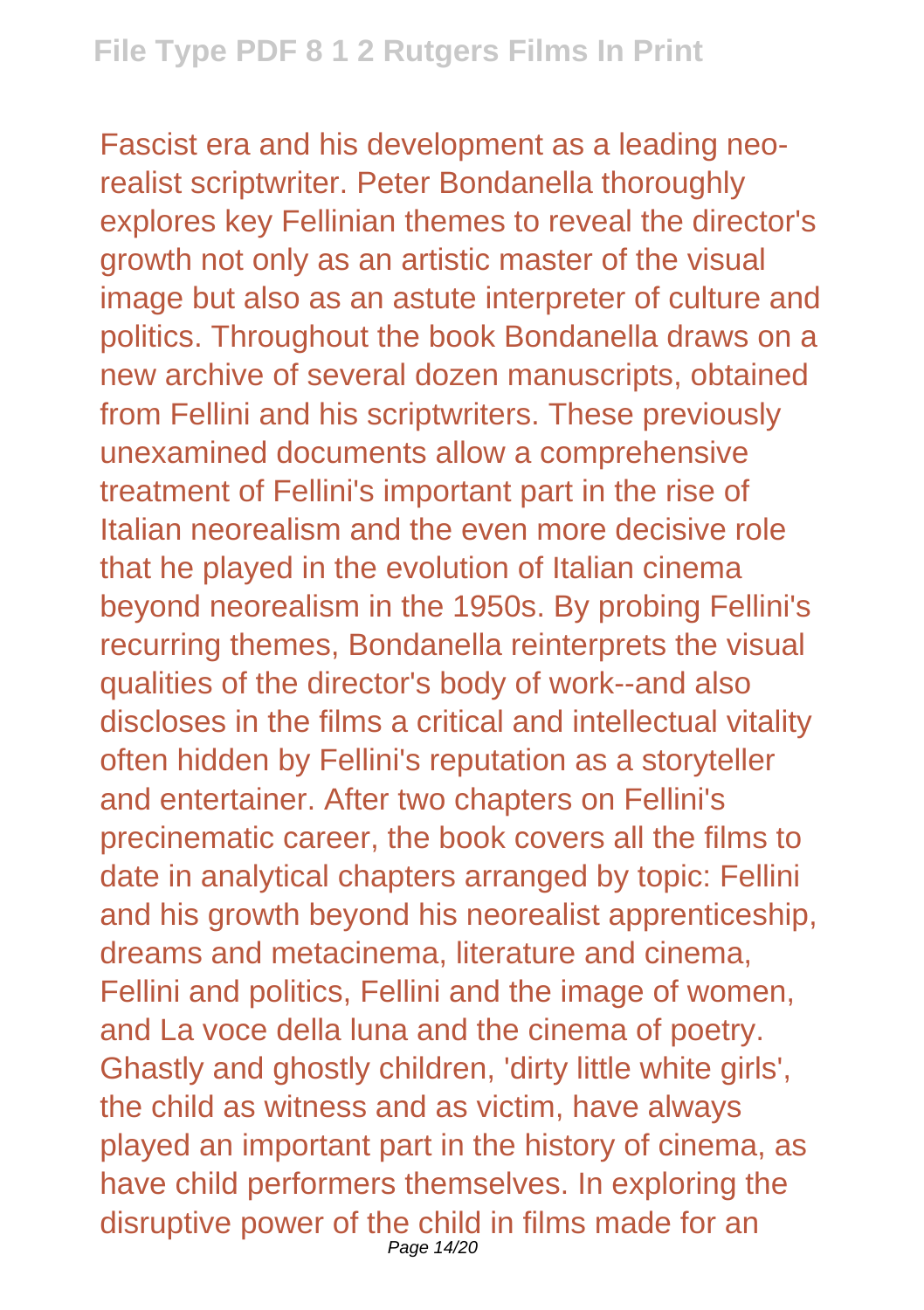Fascist era and his development as a leading neo-realist scriptwriter. Peter Bondanella thoroughly explores key Fellinian themes to reveal the director's growth not only as an artistic master of the visual image but also as an astute interpreter of culture and politics. Throughout the book Bondanella draws on a new archive of several dozen manuscripts, obtained from Fellini and his scriptwriters. These previously unexamined documents allow a comprehensive treatment of Fellini's important part in the rise of Italian neorealism and the even more decisive role that he played in the evolution of Italian cinema beyond neorealism in the 1950s. By probing Fellini's recurring themes, Bondanella reinterprets the visual qualities of the director's body of work--and also discloses in the films a critical and intellectual vitality often hidden by Fellini's reputation as a storyteller and entertainer. After two chapters on Fellini's precinematic career, the book covers all the films to date in analytical chapters arranged by topic: Fellini and his growth beyond his neorealist apprenticeship, dreams and metacinema, literature and cinema, Fellini and politics, Fellini and the image of women, and La voce della luna and the cinema of poetry. Ghastly and ghostly children, 'dirty little white girls', the child as witness and as victim, have always played an important part in the history of cinema, as have child performers themselves. In exploring the disruptive power of the child in films made for an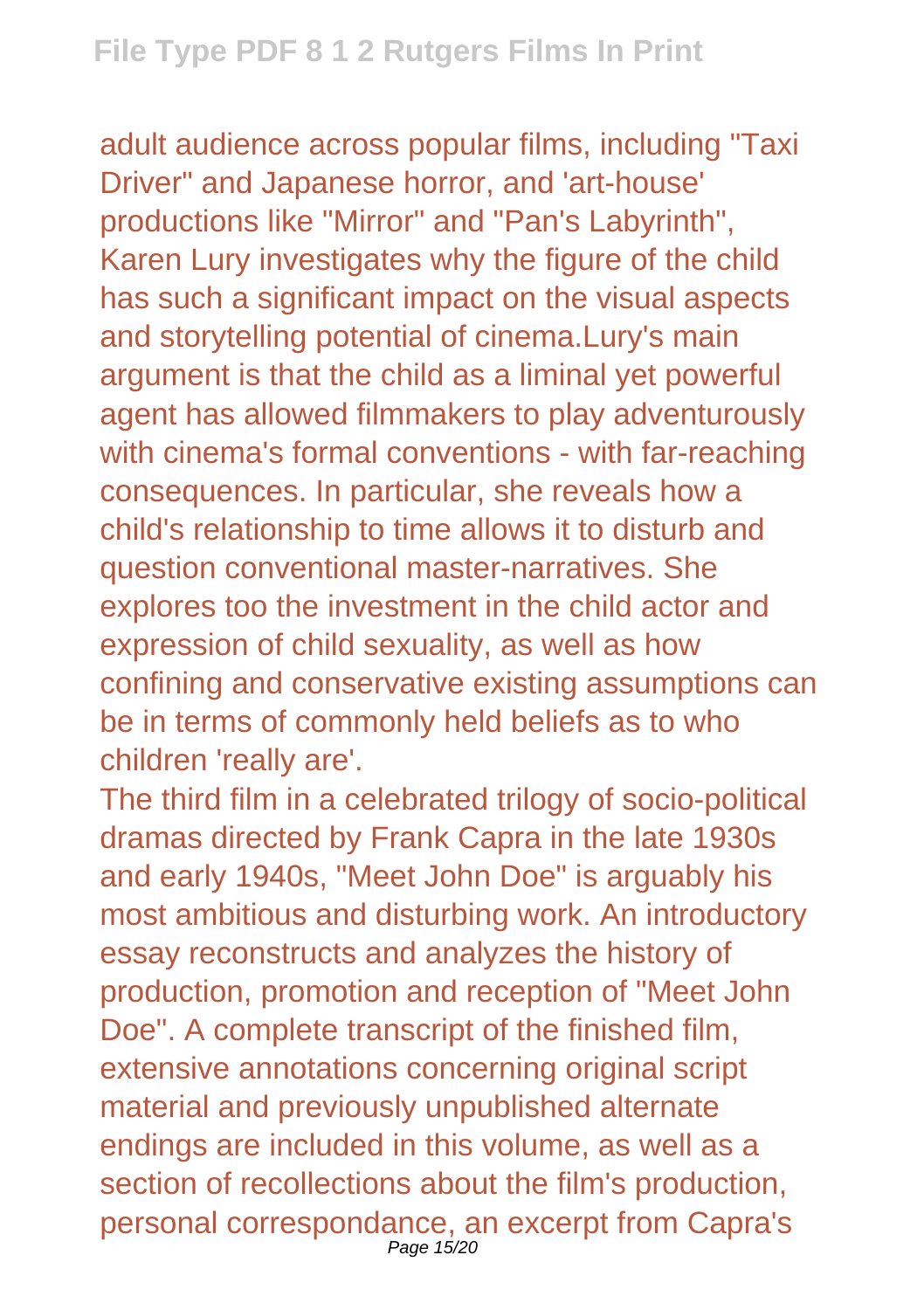adult audience across popular films, including "Taxi Driver" and Japanese horror, and 'art-house' productions like "Mirror" and "Pan's Labyrinth", Karen Lury investigates why the figure of the child has such a significant impact on the visual aspects and storytelling potential of cinema.Lury's main argument is that the child as a liminal yet powerful agent has allowed filmmakers to play adventurously with cinema's formal conventions - with far-reaching consequences. In particular, she reveals how a child's relationship to time allows it to disturb and question conventional master-narratives. She explores too the investment in the child actor and expression of child sexuality, as well as how confining and conservative existing assumptions can be in terms of commonly held beliefs as to who children 'really are'.

The third film in a celebrated trilogy of socio-political dramas directed by Frank Capra in the late 1930s and early 1940s, "Meet John Doe" is arguably his most ambitious and disturbing work. An introductory essay reconstructs and analyzes the history of production, promotion and reception of "Meet John Doe". A complete transcript of the finished film, extensive annotations concerning original script material and previously unpublished alternate endings are included in this volume, as well as a section of recollections about the film's production, personal correspondance, an excerpt from Capra's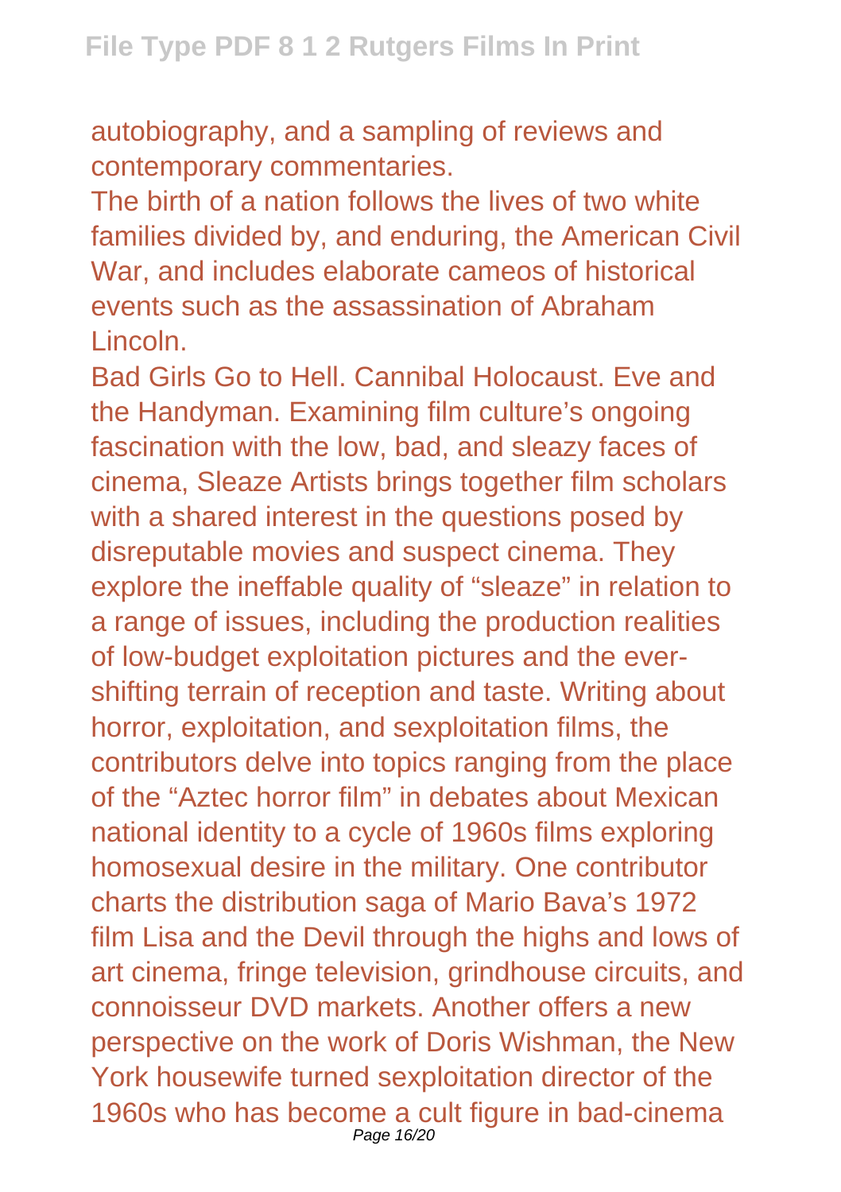autobiography, and a sampling of reviews and contemporary commentaries.

The birth of a nation follows the lives of two white families divided by, and enduring, the American Civil War, and includes elaborate cameos of historical events such as the assassination of Abraham Lincoln.

Bad Girls Go to Hell. Cannibal Holocaust. Eve and the Handyman. Examining film culture's ongoing fascination with the low, bad, and sleazy faces of cinema, Sleaze Artists brings together film scholars with a shared interest in the questions posed by disreputable movies and suspect cinema. They explore the ineffable quality of "sleaze" in relation to a range of issues, including the production realities of low-budget exploitation pictures and the ever-shifting terrain of reception and taste. Writing about horror, exploitation, and sexploitation films, the contributors delve into topics ranging from the place of the "Aztec horror film" in debates about Mexican national identity to a cycle of 1960s films exploring homosexual desire in the military. One contributor charts the distribution saga of Mario Bava's 1972 film Lisa and the Devil through the highs and lows of art cinema, fringe television, grindhouse circuits, and connoisseur DVD markets. Another offers a new perspective on the work of Doris Wishman, the New York housewife turned sexploitation director of the 1960s who has become a cult figure in bad-cinema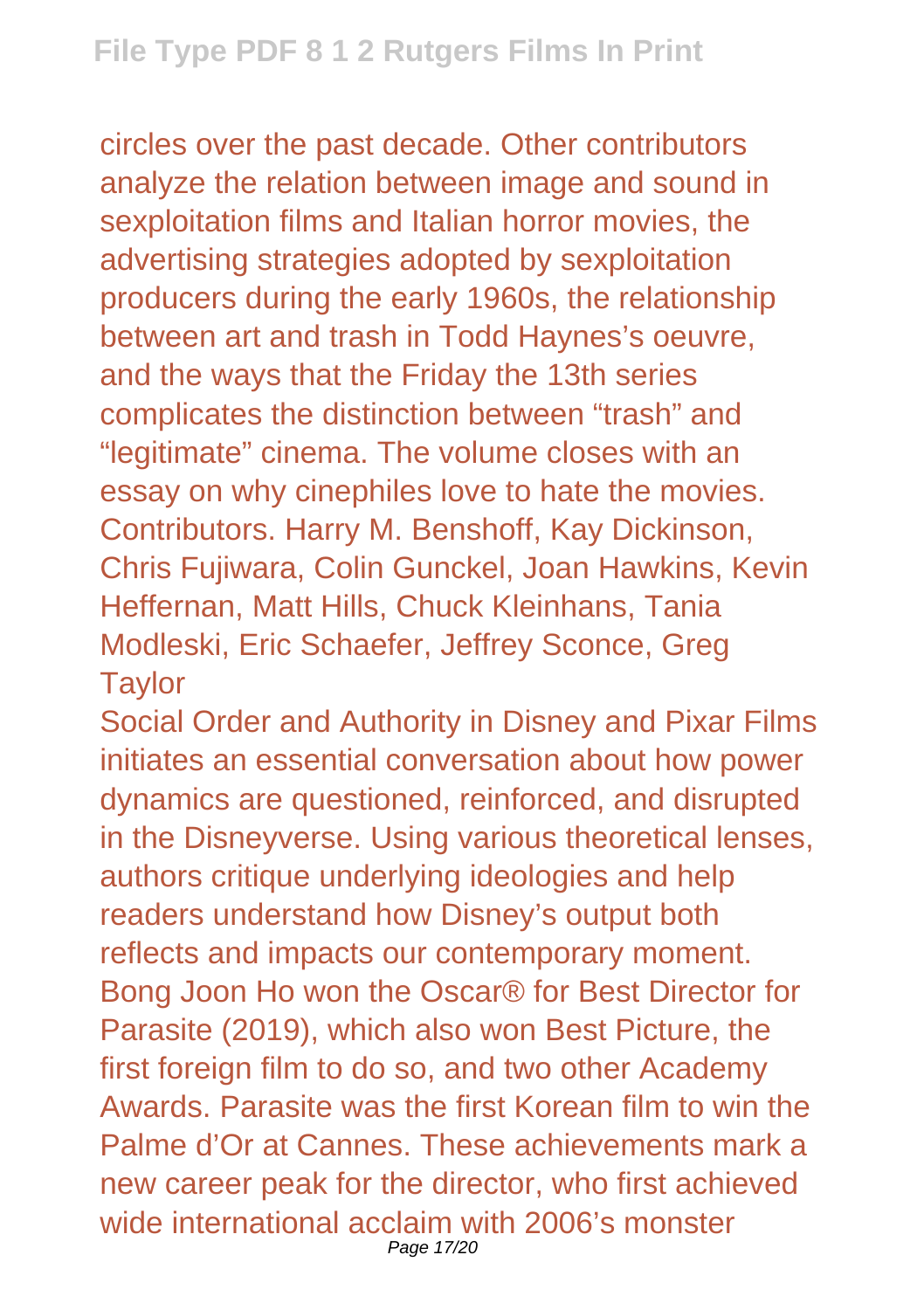circles over the past decade. Other contributors analyze the relation between image and sound in sexploitation films and Italian horror movies, the advertising strategies adopted by sexploitation producers during the early 1960s, the relationship between art and trash in Todd Haynes's oeuvre, and the ways that the Friday the 13th series complicates the distinction between "trash" and "legitimate" cinema. The volume closes with an essay on why cinephiles love to hate the movies. Contributors. Harry M. Benshoff, Kay Dickinson, Chris Fujiwara, Colin Gunckel, Joan Hawkins, Kevin Heffernan, Matt Hills, Chuck Kleinhans, Tania Modleski, Eric Schaefer, Jeffrey Sconce, Greg Taylor

Social Order and Authority in Disney and Pixar Films initiates an essential conversation about how power dynamics are questioned, reinforced, and disrupted in the Disneyverse. Using various theoretical lenses, authors critique underlying ideologies and help readers understand how Disney's output both reflects and impacts our contemporary moment.

Bong Joon Ho won the Oscar® for Best Director for Parasite (2019), which also won Best Picture, the first foreign film to do so, and two other Academy Awards. Parasite was the first Korean film to win the Palme d'Or at Cannes. These achievements mark a new career peak for the director, who first achieved wide international acclaim with 2006's monster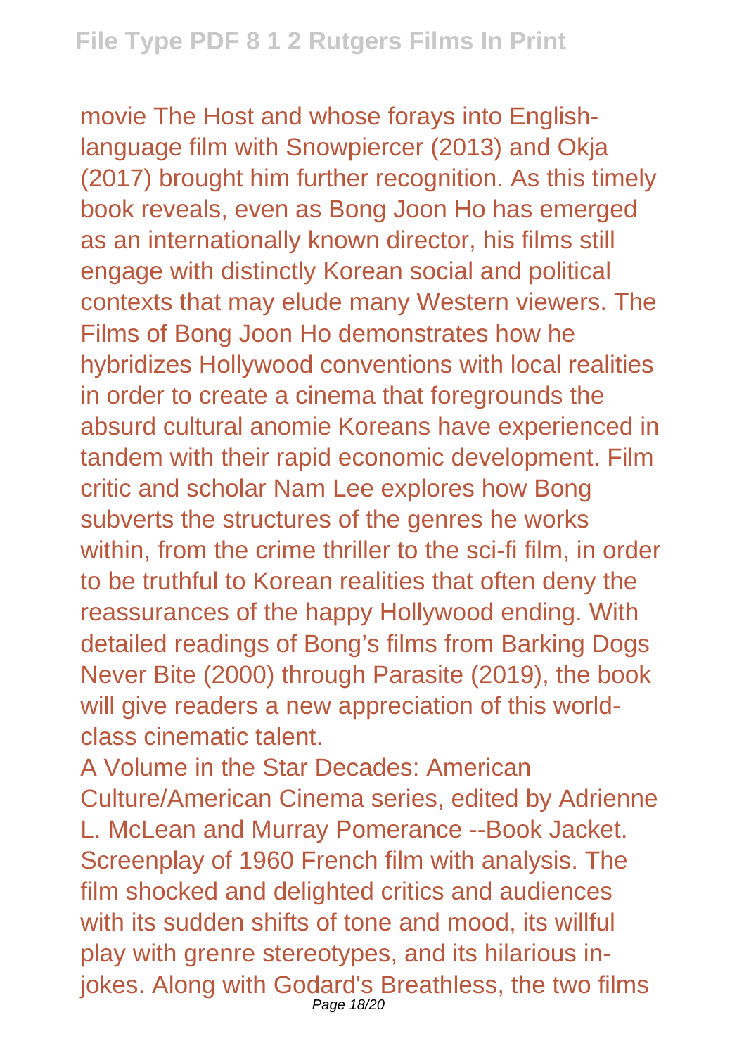movie The Host and whose forays into English-language film with Snowpiercer (2013) and Okja (2017) brought him further recognition. As this timely book reveals, even as Bong Joon Ho has emerged as an internationally known director, his films still engage with distinctly Korean social and political contexts that may elude many Western viewers. The Films of Bong Joon Ho demonstrates how he hybridizes Hollywood conventions with local realities in order to create a cinema that foregrounds the absurd cultural anomie Koreans have experienced in tandem with their rapid economic development. Film critic and scholar Nam Lee explores how Bong subverts the structures of the genres he works within, from the crime thriller to the sci-fi film, in order to be truthful to Korean realities that often deny the reassurances of the happy Hollywood ending. With detailed readings of Bong's films from Barking Dogs Never Bite (2000) through Parasite (2019), the book will give readers a new appreciation of this world-class cinematic talent.

A Volume in the Star Decades: American Culture/American Cinema series, edited by Adrienne L. McLean and Murray Pomerance --Book Jacket.

Screenplay of 1960 French film with analysis. The film shocked and delighted critics and audiences with its sudden shifts of tone and mood, its willful play with grenre stereotypes, and its hilarious in-jokes. Along with Godard's Breathless, the two films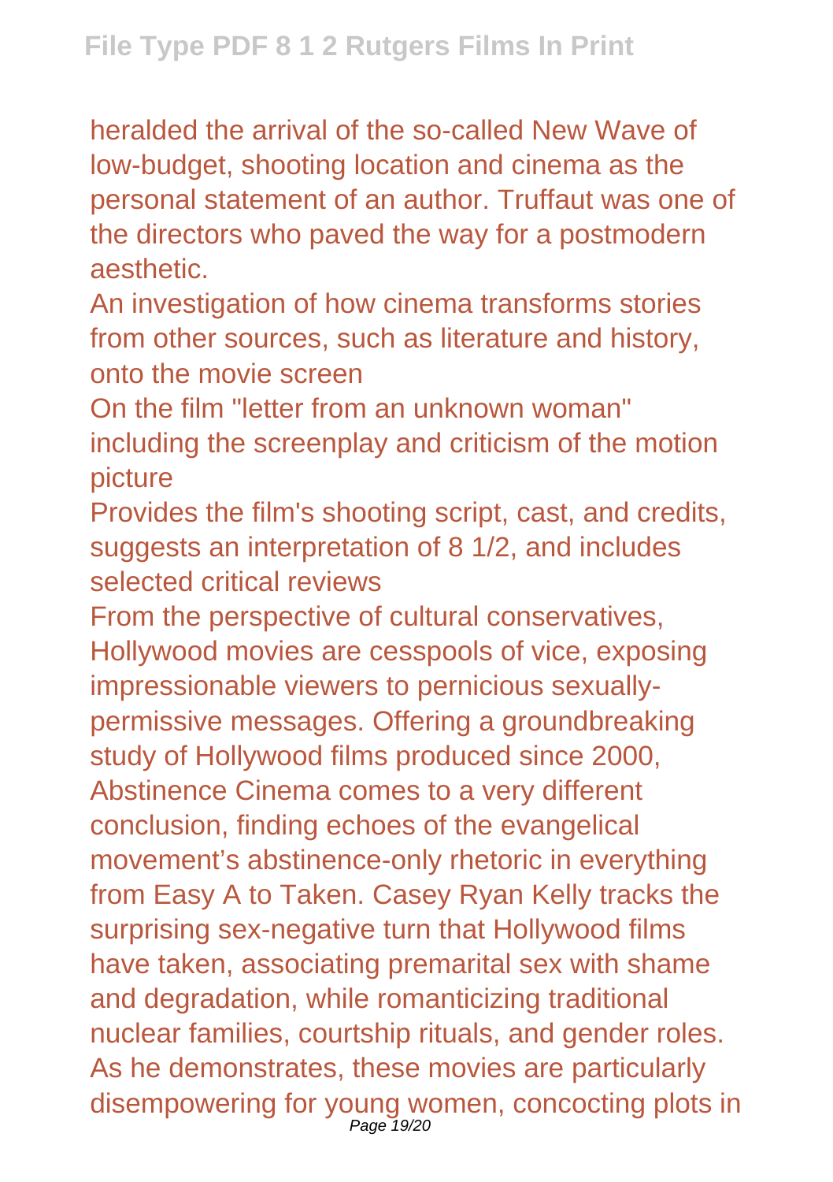heralded the arrival of the so-called New Wave of low-budget, shooting location and cinema as the personal statement of an author. Truffaut was one of the directors who paved the way for a postmodern aesthetic.

An investigation of how cinema transforms stories from other sources, such as literature and history, onto the movie screen

On the film "letter from an unknown woman" including the screenplay and criticism of the motion picture

Provides the film's shooting script, cast, and credits, suggests an interpretation of 8 1/2, and includes selected critical reviews

From the perspective of cultural conservatives, Hollywood movies are cesspools of vice, exposing impressionable viewers to pernicious sexually-permissive messages. Offering a groundbreaking study of Hollywood films produced since 2000, Abstinence Cinema comes to a very different conclusion, finding echoes of the evangelical movement's abstinence-only rhetoric in everything from Easy A to Taken. Casey Ryan Kelly tracks the surprising sex-negative turn that Hollywood films have taken, associating premarital sex with shame and degradation, while romanticizing traditional nuclear families, courtship rituals, and gender roles. As he demonstrates, these movies are particularly disempowering for young women, concocting plots in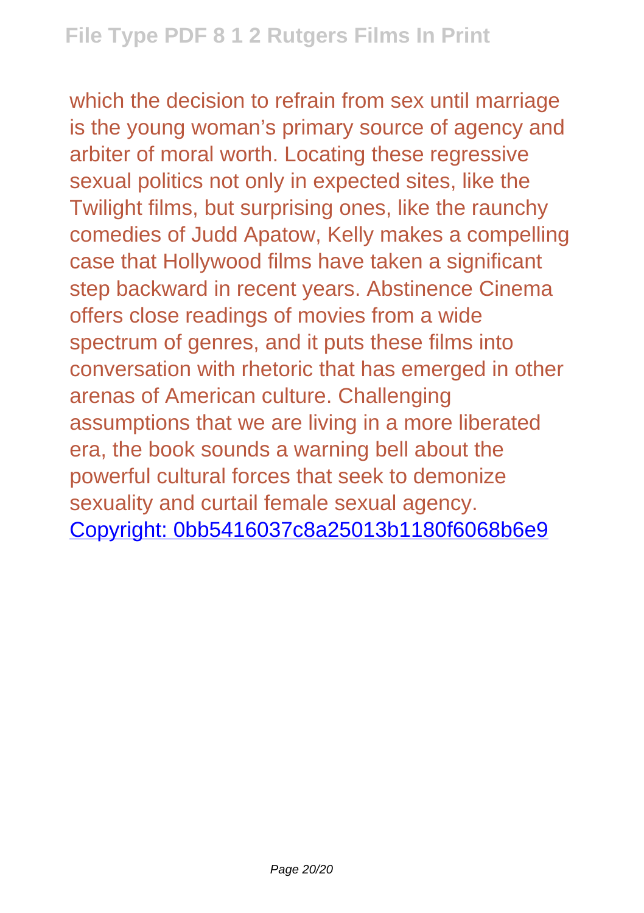which the decision to refrain from sex until marriage is the young woman's primary source of agency and arbiter of moral worth. Locating these regressive sexual politics not only in expected sites, like the Twilight films, but surprising ones, like the raunchy comedies of Judd Apatow, Kelly makes a compelling case that Hollywood films have taken a significant step backward in recent years. Abstinence Cinema offers close readings of movies from a wide spectrum of genres, and it puts these films into conversation with rhetoric that has emerged in other arenas of American culture. Challenging assumptions that we are living in a more liberated era, the book sounds a warning bell about the powerful cultural forces that seek to demonize sexuality and curtail female sexual agency.

Copyright: 0bb5416037c8a25013b1180f6068b6e9